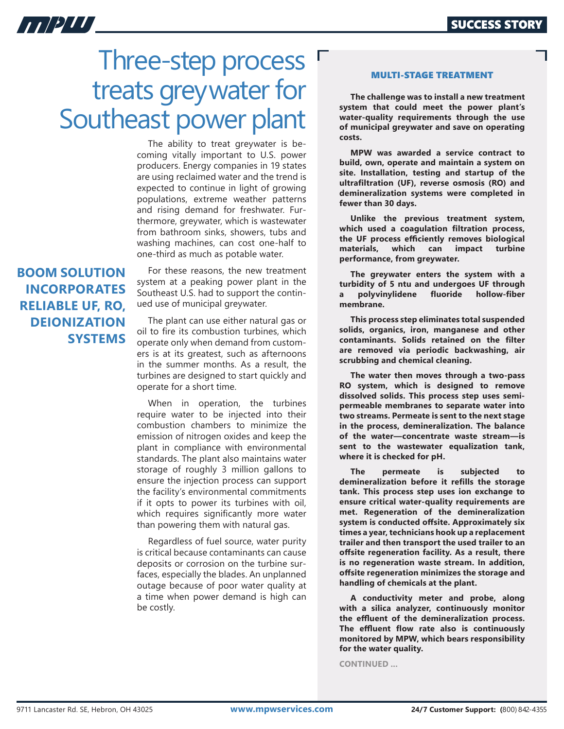SUCCESS STORY

# Three-step process treats greywater for Southeast power plant

## BOOM SOLUTION INCORPORATES RELIABLE UF, RO, DEIONIZATION SYSTEMS

The ability to treat greywater is becoming vitally important to U.S. power producers. Energy companies in 19 states are using reclaimed water and the trend is expected to continue in light of growing populations, extreme weather patterns and rising demand for freshwater. Furthermore, greywater, which is wastewater from bathroom sinks, showers, tubs and washing machines, can cost one-half to one-third as much as potable water.

For these reasons, the new treatment system at a peaking power plant in the Southeast U.S. had to support the continued use of municipal greywater.

The plant can use either natural gas or oil to fire its combustion turbines, which operate only when demand from customers is at its greatest, such as afternoons in the summer months. As a result, the turbines are designed to start quickly and operate for a short time.

When in operation, the turbines require water to be injected into their combustion chambers to minimize the emission of nitrogen oxides and keep the plant in compliance with environmental standards. The plant also maintains water storage of roughly 3 million gallons to ensure the injection process can support the facility's environmental commitments if it opts to power its turbines with oil, which requires significantly more water than powering them with natural gas.

Regardless of fuel source, water purity is critical because contaminants can cause deposits or corrosion on the turbine surfaces, especially the blades. An unplanned outage because of poor water quality at a time when power demand is high can be costly.

### MULTI-STAGE TREATMENT

**The challenge was to install a new treatment system that could meet the power plant's water-quality requirements through the use of municipal greywater and save on operating costs.**

**MPW was awarded a service contract to build, own, operate and maintain a system on site. Installation, testing and startup of the ultrafiltration (UF), reverse osmosis (RO) and demineralization systems were completed in fewer than 30 days.**

**Unlike the previous treatment system, which used a coagulation filtration process, the UF process efficiently removes biological materials, which can impact turbine performance, from greywater.**

**The greywater enters the system with a turbidity of 5 ntu and undergoes UF through a polyvinylidene fluoride hollow-fiber membrane.**

**This process step eliminates total suspended solids, organics, iron, manganese and other contaminants. Solids retained on the filter are removed via periodic backwashing, air scrubbing and chemical cleaning.**

**The water then moves through a two-pass RO system, which is designed to remove dissolved solids. This process step uses semi-permeable membranes to separate water into two streams. Permeate is sent to the next stage in the process, demineralization. The balance of the water—concentrate waste stream—is sent to the wastewater equalization tank, where it is checked for pH.**

**The permeate is subjected to demineralization before it refills the storage tank. This process step uses ion exchange to ensure critical water-quality requirements are met. Regeneration of the demineralization system is conducted offsite. Approximately six times a year, technicians hook up a replacement trailer and then transport the used trailer to an offsite regeneration facility. As a result, there is no regeneration waste stream. In addition, offsite regeneration minimizes the storage and handling of chemicals at the plant.**

**A conductivity meter and probe, along with a silica analyzer, continuously monitor the effluent of the demineralization process. The effluent flow rate also is continuously monitored by MPW, which bears responsibility for the water quality.**

CONTINUED ...

9711 Lancaster Rd. SE, Hebron, OH 43025 | www.mpwservices.com | 24/7 Customer Support: (800) 842-4355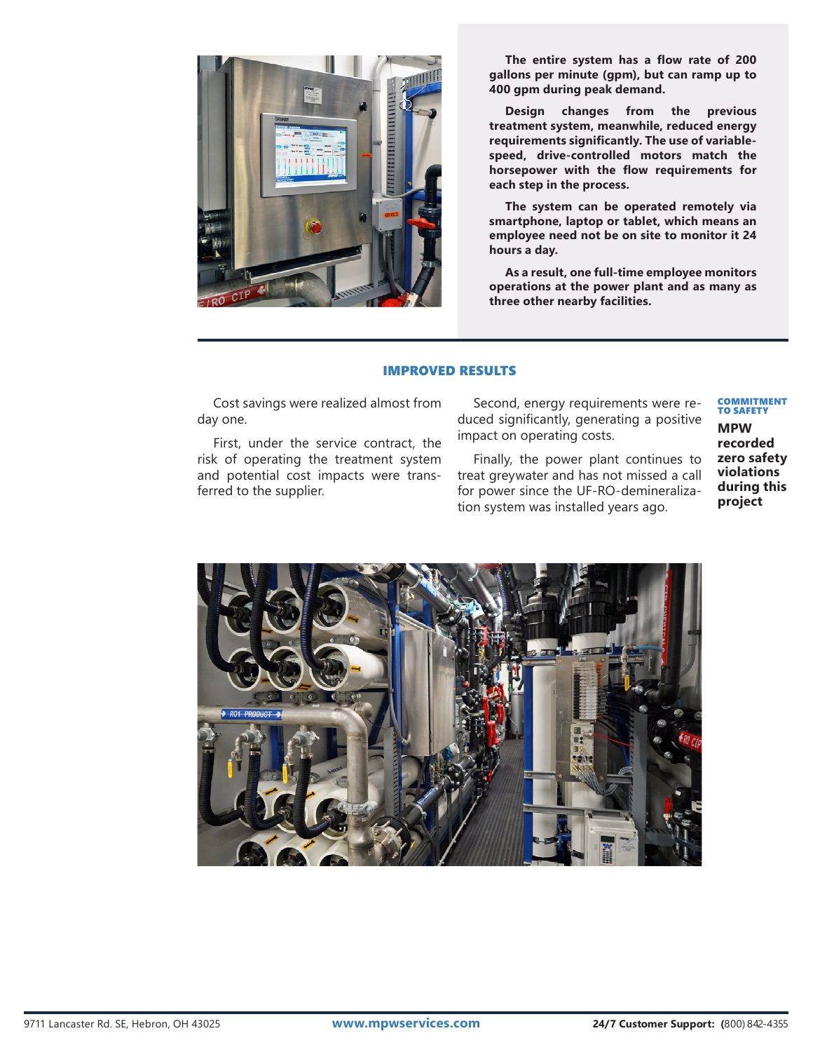**The entire system has a flow rate of 200 gallons per minute (gpm), but can ramp up to 400 gpm during peak demand.**

**Design changes from the previous treatment system, meanwhile, reduced energy requirements significantly. The use of variable-speed, drive-controlled motors match the horsepower with the flow requirements for each step in the process.**

**The system can be operated remotely via smartphone, laptop or tablet, which means an employee need not be on site to monitor it 24 hours a day.**

**As a result, one full-time employee monitors operations at the power plant and as many as three other nearby facilities.**

## IMPROVED RESULTS

Cost savings were realized almost from day one.

First, under the service contract, the risk of operating the treatment system and potential cost impacts were transferred to the supplier.

Second, energy requirements were reduced significantly, generating a positive impact on operating costs.

Finally, the power plant continues to treat greywater and has not missed a call for power since the UF-RO-demineralization system was installed years ago.

### COMMITMENT TO SAFETY

**MPW recorded zero safety violations during this project**

9711 Lancaster Rd. SE, Hebron, OH 43025 | **www.mpwservices.com** | **24/7 Customer Support:** (800) 842-4355